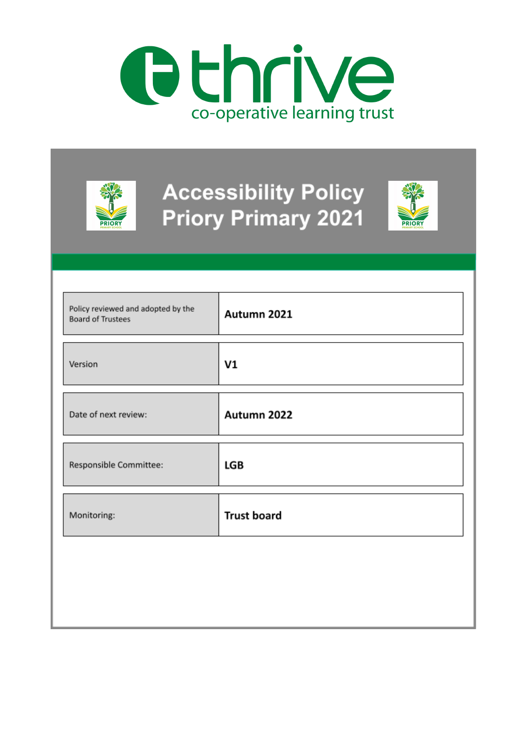thrive
co-operative learning trust

# Accessibility Policy Priory Primary 2021

| | |
|---|---|
| Policy reviewed and adopted by the Board of Trustees | **Autumn 2021** |
| Version | **V1** |
| Date of next review: | **Autumn 2022** |
| Responsible Committee: | **LGB** |
| Monitoring: | **Trust board** |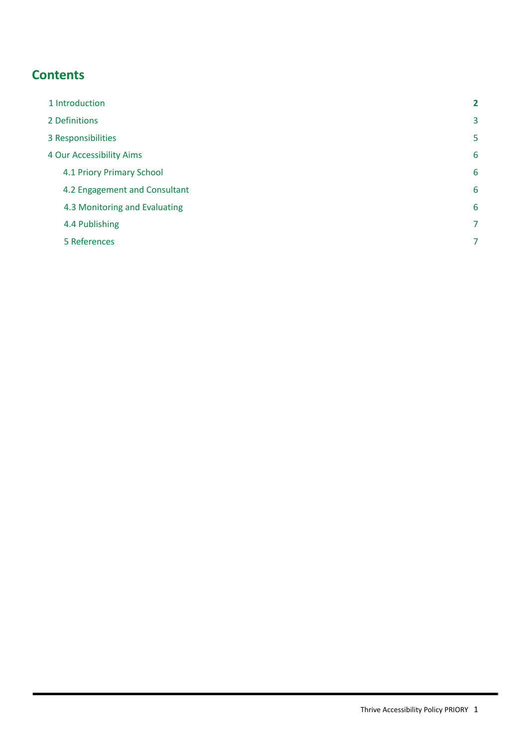## Contents

| | |
|---|---|
| 1 Introduction | **2** |
| 2 Definitions | 3 |
| 3 Responsibilities | 5 |
| 4 Our Accessibility Aims | 6 |
| 4.1 Priory Primary School | 6 |
| 4.2 Engagement and Consultant | 6 |
| 4.3 Monitoring and Evaluating | 6 |
| 4.4 Publishing | 7 |
| 5 References | 7 |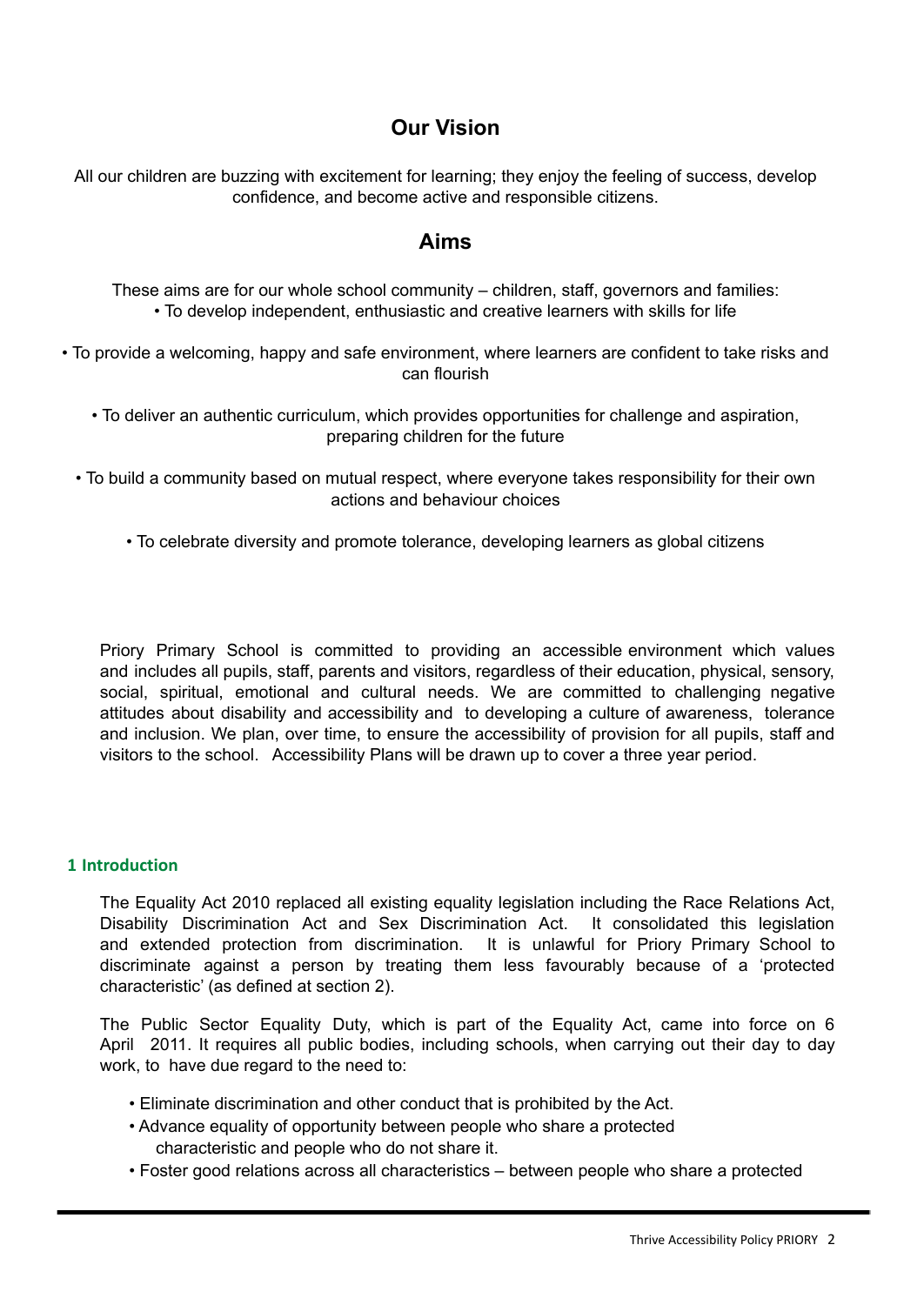## Our Vision

All our children are buzzing with excitement for learning; they enjoy the feeling of success, develop confidence, and become active and responsible citizens.

## Aims

These aims are for our whole school community – children, staff, governors and families:

- To develop independent, enthusiastic and creative learners with skills for life
- To provide a welcoming, happy and safe environment, where learners are confident to take risks and can flourish
- To deliver an authentic curriculum, which provides opportunities for challenge and aspiration, preparing children for the future
- To build a community based on mutual respect, where everyone takes responsibility for their own actions and behaviour choices
- To celebrate diversity and promote tolerance, developing learners as global citizens

Priory Primary School is committed to providing an accessible environment which values and includes all pupils, staff, parents and visitors, regardless of their education, physical, sensory, social, spiritual, emotional and cultural needs. We are committed to challenging negative attitudes about disability and accessibility and to developing a culture of awareness, tolerance and inclusion. We plan, over time, to ensure the accessibility of provision for all pupils, staff and visitors to the school. Accessibility Plans will be drawn up to cover a three year period.

### 1 Introduction

The Equality Act 2010 replaced all existing equality legislation including the Race Relations Act, Disability Discrimination Act and Sex Discrimination Act. It consolidated this legislation and extended protection from discrimination. It is unlawful for Priory Primary School to discriminate against a person by treating them less favourably because of a 'protected characteristic' (as defined at section 2).

The Public Sector Equality Duty, which is part of the Equality Act, came into force on 6 April 2011. It requires all public bodies, including schools, when carrying out their day to day work, to have due regard to the need to:

- Eliminate discrimination and other conduct that is prohibited by the Act.
- Advance equality of opportunity between people who share a protected characteristic and people who do not share it.
- Foster good relations across all characteristics – between people who share a protected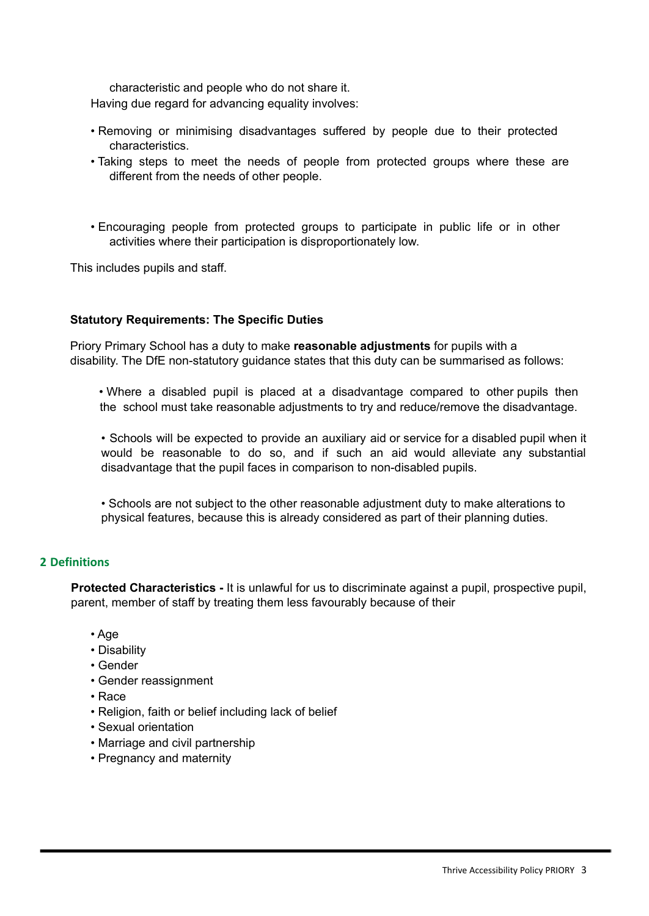characteristic and people who do not share it.

Having due regard for advancing equality involves:

- Removing or minimising disadvantages suffered by people due to their protected characteristics.
- Taking steps to meet the needs of people from protected groups where these are different from the needs of other people.
- Encouraging people from protected groups to participate in public life or in other activities where their participation is disproportionately low.

This includes pupils and staff.

**Statutory Requirements: The Specific Duties**

Priory Primary School has a duty to make **reasonable adjustments** for pupils with a disability. The DfE non-statutory guidance states that this duty can be summarised as follows:

- Where a disabled pupil is placed at a disadvantage compared to other pupils then the school must take reasonable adjustments to try and reduce/remove the disadvantage.
- Schools will be expected to provide an auxiliary aid or service for a disabled pupil when it would be reasonable to do so, and if such an aid would alleviate any substantial disadvantage that the pupil faces in comparison to non-disabled pupils.
- Schools are not subject to the other reasonable adjustment duty to make alterations to physical features, because this is already considered as part of their planning duties.

## 2 Definitions

**Protected Characteristics -** It is unlawful for us to discriminate against a pupil, prospective pupil, parent, member of staff by treating them less favourably because of their

- Age
- Disability
- Gender
- Gender reassignment
- Race
- Religion, faith or belief including lack of belief
- Sexual orientation
- Marriage and civil partnership
- Pregnancy and maternity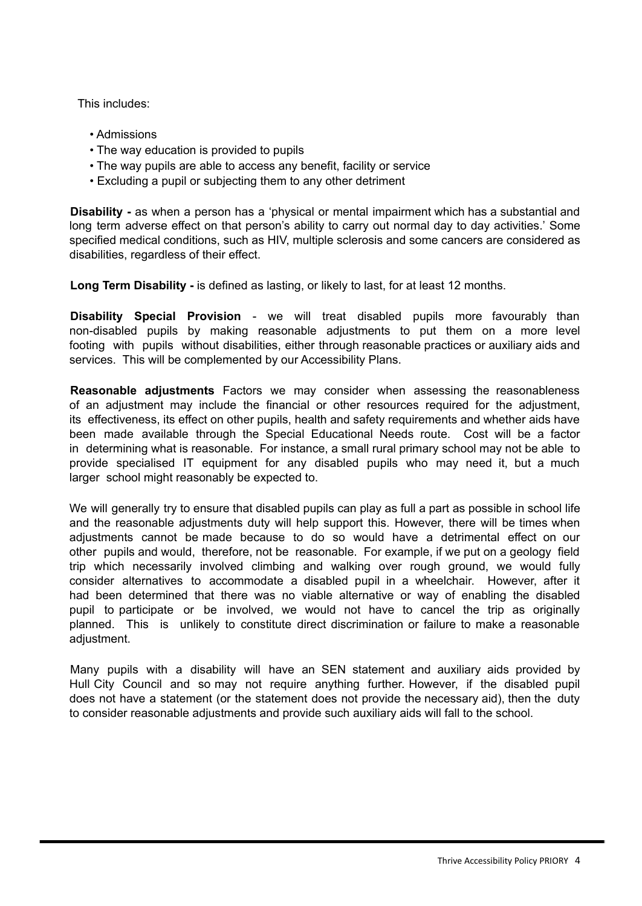This includes:

- Admissions
- The way education is provided to pupils
- The way pupils are able to access any benefit, facility or service
- Excluding a pupil or subjecting them to any other detriment

**Disability -** as when a person has a 'physical or mental impairment which has a substantial and long term adverse effect on that person's ability to carry out normal day to day activities.' Some specified medical conditions, such as HIV, multiple sclerosis and some cancers are considered as disabilities, regardless of their effect.

**Long Term Disability -** is defined as lasting, or likely to last, for at least 12 months.

**Disability Special Provision** - we will treat disabled pupils more favourably than non-disabled pupils by making reasonable adjustments to put them on a more level footing with pupils without disabilities, either through reasonable practices or auxiliary aids and services. This will be complemented by our Accessibility Plans.

**Reasonable adjustments** Factors we may consider when assessing the reasonableness of an adjustment may include the financial or other resources required for the adjustment, its effectiveness, its effect on other pupils, health and safety requirements and whether aids have been made available through the Special Educational Needs route. Cost will be a factor in determining what is reasonable. For instance, a small rural primary school may not be able to provide specialised IT equipment for any disabled pupils who may need it, but a much larger school might reasonably be expected to.

We will generally try to ensure that disabled pupils can play as full a part as possible in school life and the reasonable adjustments duty will help support this. However, there will be times when adjustments cannot be made because to do so would have a detrimental effect on our other pupils and would, therefore, not be reasonable. For example, if we put on a geology field trip which necessarily involved climbing and walking over rough ground, we would fully consider alternatives to accommodate a disabled pupil in a wheelchair. However, after it had been determined that there was no viable alternative or way of enabling the disabled pupil to participate or be involved, we would not have to cancel the trip as originally planned. This is unlikely to constitute direct discrimination or failure to make a reasonable adjustment.

Many pupils with a disability will have an SEN statement and auxiliary aids provided by Hull City Council and so may not require anything further. However, if the disabled pupil does not have a statement (or the statement does not provide the necessary aid), then the duty to consider reasonable adjustments and provide such auxiliary aids will fall to the school.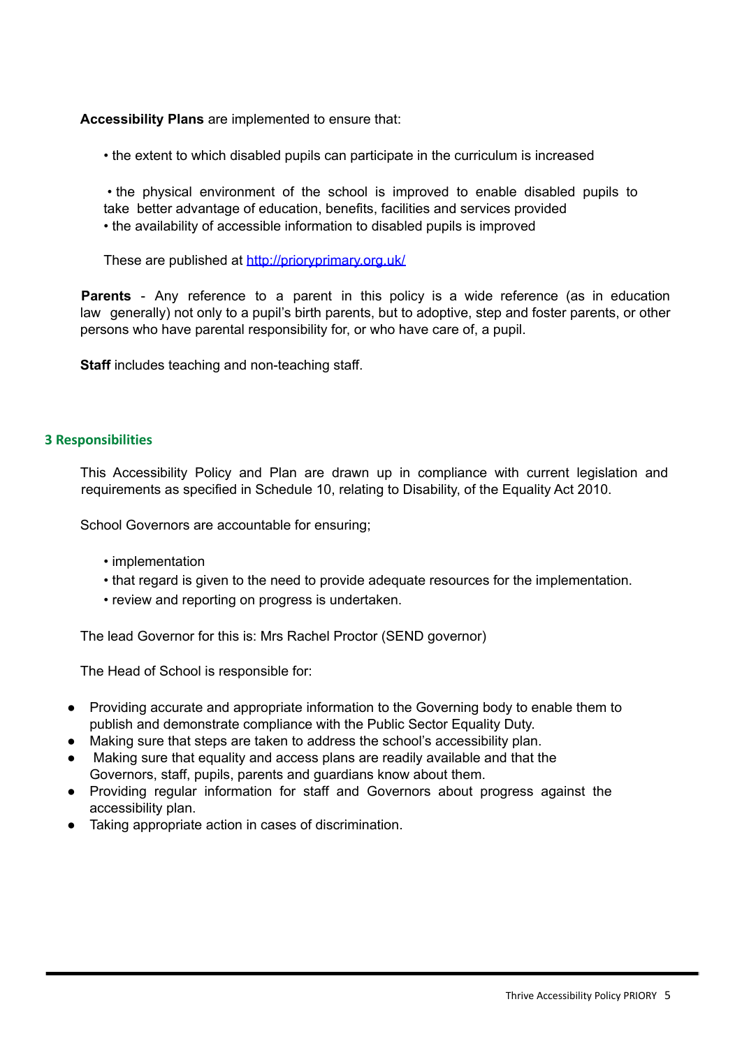**Accessibility Plans** are implemented to ensure that:

- the extent to which disabled pupils can participate in the curriculum is increased
- the physical environment of the school is improved to enable disabled pupils to take better advantage of education, benefits, facilities and services provided
- the availability of accessible information to disabled pupils is improved

These are published at [http://prioryprimary.org.uk/](http://prioryprimary.org.uk/)

**Parents** - Any reference to a parent in this policy is a wide reference (as in education law generally) not only to a pupil's birth parents, but to adoptive, step and foster parents, or other persons who have parental responsibility for, or who have care of, a pupil.

**Staff** includes teaching and non-teaching staff.

## 3 Responsibilities

This Accessibility Policy and Plan are drawn up in compliance with current legislation and requirements as specified in Schedule 10, relating to Disability, of the Equality Act 2010.

School Governors are accountable for ensuring;

- implementation
- that regard is given to the need to provide adequate resources for the implementation.
- review and reporting on progress is undertaken.

The lead Governor for this is: Mrs Rachel Proctor (SEND governor)

The Head of School is responsible for:

- Providing accurate and appropriate information to the Governing body to enable them to publish and demonstrate compliance with the Public Sector Equality Duty.
- Making sure that steps are taken to address the school's accessibility plan.
- Making sure that equality and access plans are readily available and that the Governors, staff, pupils, parents and guardians know about them.
- Providing regular information for staff and Governors about progress against the accessibility plan.
- Taking appropriate action in cases of discrimination.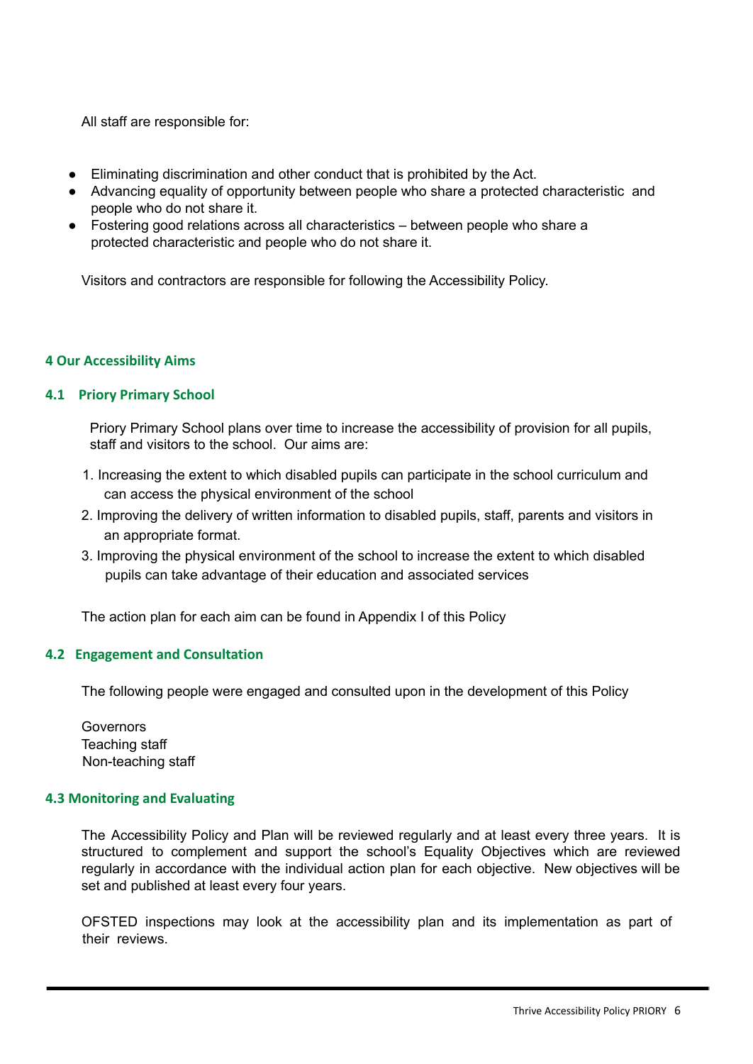All staff are responsible for:

- Eliminating discrimination and other conduct that is prohibited by the Act.
- Advancing equality of opportunity between people who share a protected characteristic and people who do not share it.
- Fostering good relations across all characteristics – between people who share a protected characteristic and people who do not share it.

Visitors and contractors are responsible for following the Accessibility Policy.

## 4 Our Accessibility Aims

### 4.1 Priory Primary School

Priory Primary School plans over time to increase the accessibility of provision for all pupils, staff and visitors to the school. Our aims are:

1. Increasing the extent to which disabled pupils can participate in the school curriculum and can access the physical environment of the school
2. Improving the delivery of written information to disabled pupils, staff, parents and visitors in an appropriate format.
3. Improving the physical environment of the school to increase the extent to which disabled pupils can take advantage of their education and associated services

The action plan for each aim can be found in Appendix I of this Policy

### 4.2 Engagement and Consultation

The following people were engaged and consulted upon in the development of this Policy

Governors
Teaching staff
Non-teaching staff

### 4.3 Monitoring and Evaluating

The Accessibility Policy and Plan will be reviewed regularly and at least every three years. It is structured to complement and support the school's Equality Objectives which are reviewed regularly in accordance with the individual action plan for each objective. New objectives will be set and published at least every four years.

OFSTED inspections may look at the accessibility plan and its implementation as part of their reviews.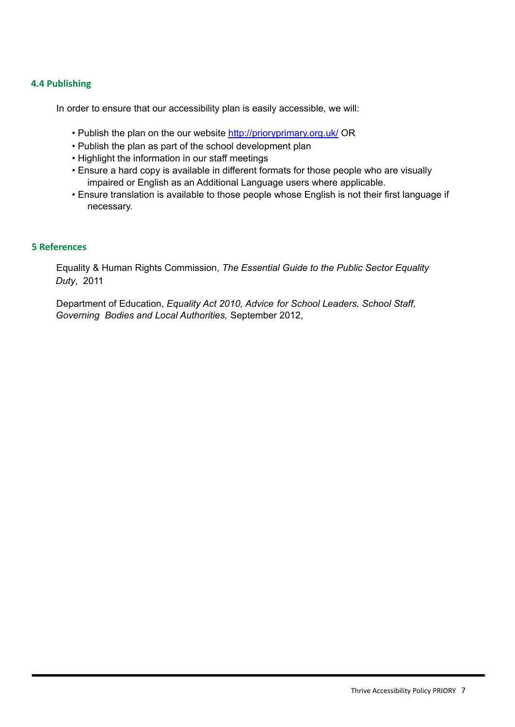### 4.4 Publishing

In order to ensure that our accessibility plan is easily accessible, we will:

- Publish the plan on the our website http://prioryprimary.org.uk/ OR
- Publish the plan as part of the school development plan
- Highlight the information in our staff meetings
- Ensure a hard copy is available in different formats for those people who are visually impaired or English as an Additional Language users where applicable.
- Ensure translation is available to those people whose English is not their first language if necessary.

### 5 References

Equality & Human Rights Commission, *The Essential Guide to the Public Sector Equality Duty*, 2011

Department of Education, *Equality Act 2010, Advice for School Leaders, School Staff, Governing Bodies and Local Authorities,* September 2012,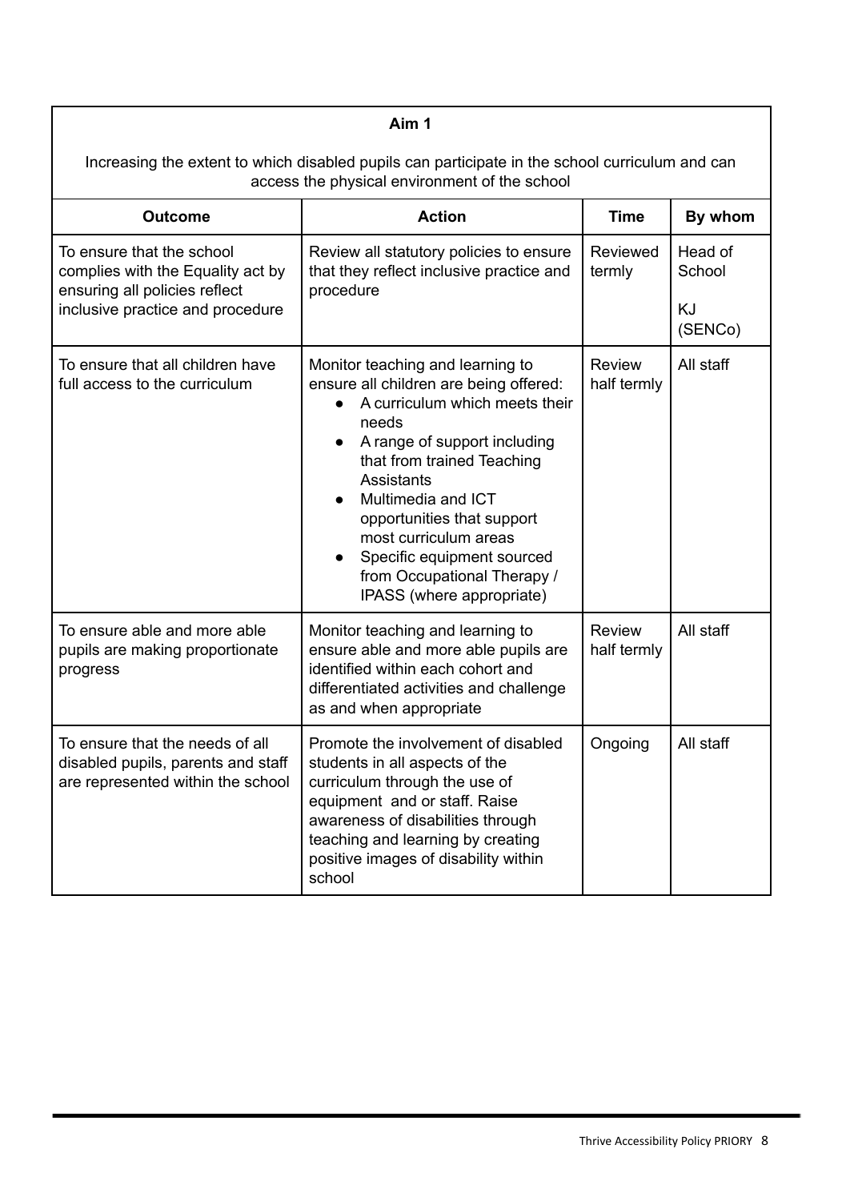| **Aim 1**<br><br>Increasing the extent to which disabled pupils can participate in the school curriculum and can access the physical environment of the school | | | |
|---|---|---|---|
| **Outcome** | **Action** | **Time** | **By whom** |
| To ensure that the school complies with the Equality act by ensuring all policies reflect inclusive practice and procedure | Review all statutory policies to ensure that they reflect inclusive practice and procedure | Reviewed termly | Head of School<br><br>KJ (SENCo) |
| To ensure that all children have full access to the curriculum | Monitor teaching and learning to ensure all children are being offered:<br>• A curriculum which meets their needs<br>• A range of support including that from trained Teaching Assistants<br>• Multimedia and ICT opportunities that support most curriculum areas<br>• Specific equipment sourced from Occupational Therapy / IPASS (where appropriate) | Review half termly | All staff |
| To ensure able and more able pupils are making proportionate progress | Monitor teaching and learning to ensure able and more able pupils are identified within each cohort and differentiated activities and challenge as and when appropriate | Review half termly | All staff |
| To ensure that the needs of all disabled pupils, parents and staff are represented within the school | Promote the involvement of disabled students in all aspects of the curriculum through the use of equipment and or staff. Raise awareness of disabilities through teaching and learning by creating positive images of disability within school | Ongoing | All staff |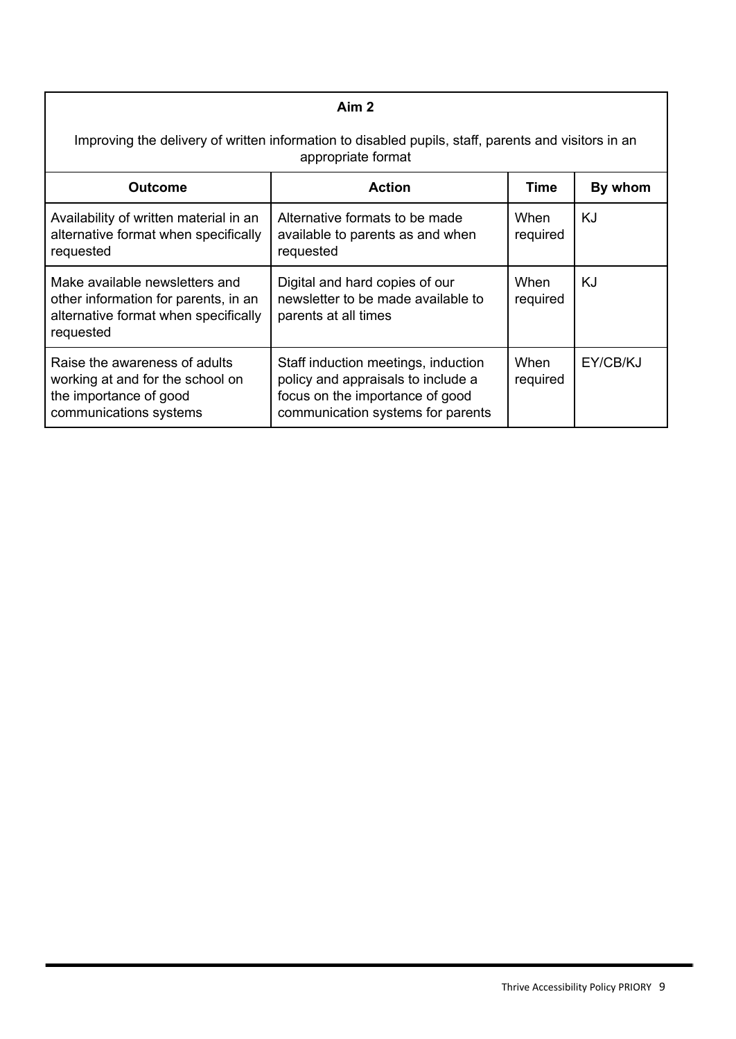| **Aim 2**<br><br>Improving the delivery of written information to disabled pupils, staff, parents and visitors in an appropriate format | | | |
|---|---|---|---|
| **Outcome** | **Action** | **Time** | **By whom** |
| Availability of written material in an alternative format when specifically requested | Alternative formats to be made available to parents as and when requested | When required | KJ |
| Make available newsletters and other information for parents, in an alternative format when specifically requested | Digital and hard copies of our newsletter to be made available to parents at all times | When required | KJ |
| Raise the awareness of adults working at and for the school on the importance of good communications systems | Staff induction meetings, induction policy and appraisals to include a focus on the importance of good communication systems for parents | When required | EY/CB/KJ |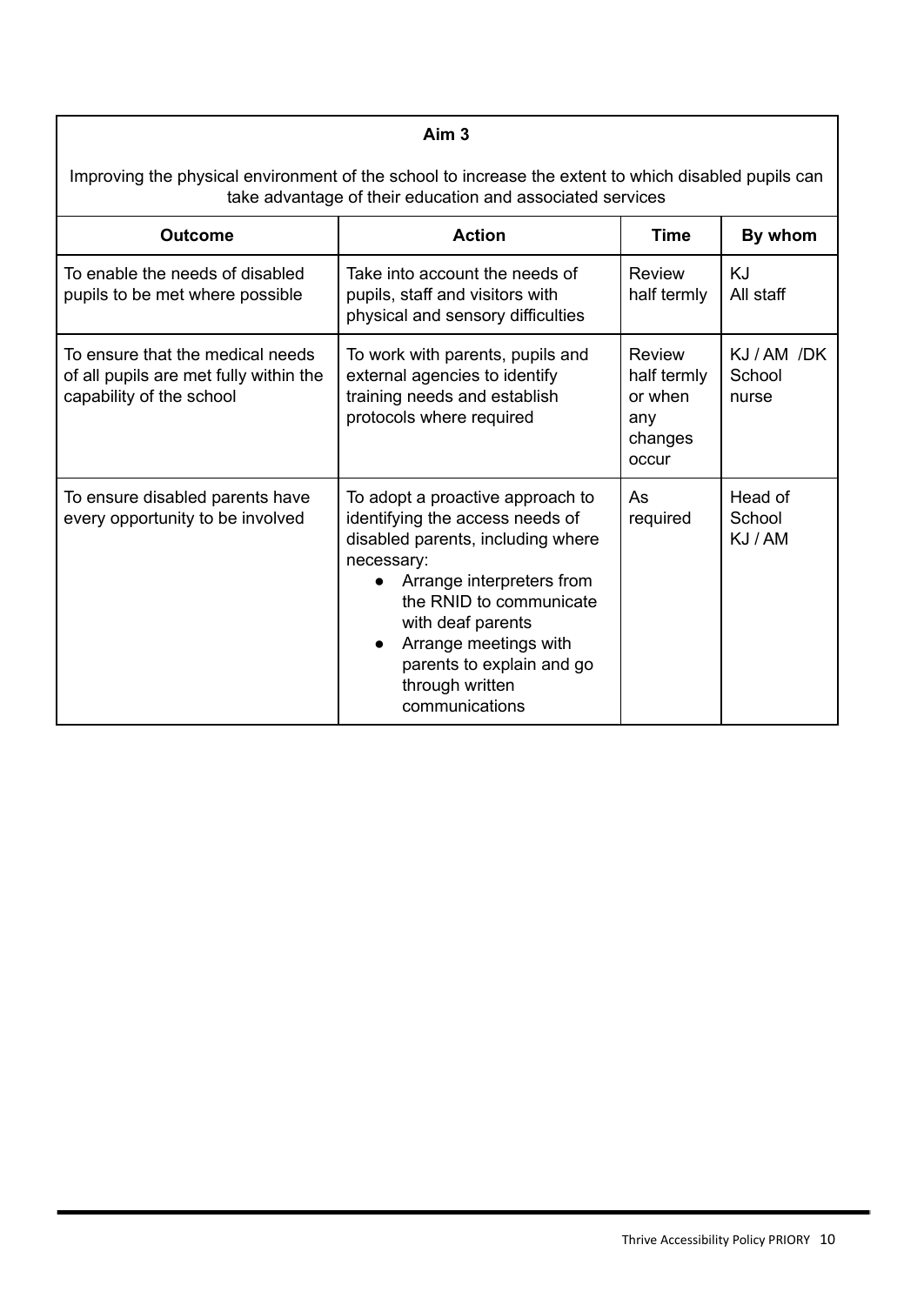**Aim 3**

Improving the physical environment of the school to increase the extent to which disabled pupils can take advantage of their education and associated services

| Outcome | Action | Time | By whom |
|---|---|---|---|
| To enable the needs of disabled pupils to be met where possible | Take into account the needs of pupils, staff and visitors with physical and sensory difficulties | Review half termly | KJ<br>All staff |
| To ensure that the medical needs of all pupils are met fully within the capability of the school | To work with parents, pupils and external agencies to identify training needs and establish protocols where required | Review half termly or when any changes occur | KJ / AM /DK<br>School nurse |
| To ensure disabled parents have every opportunity to be involved | To adopt a proactive approach to identifying the access needs of disabled parents, including where necessary:<br>• Arrange interpreters from the RNID to communicate with deaf parents<br>• Arrange meetings with parents to explain and go through written communications | As required | Head of School<br>KJ / AM |